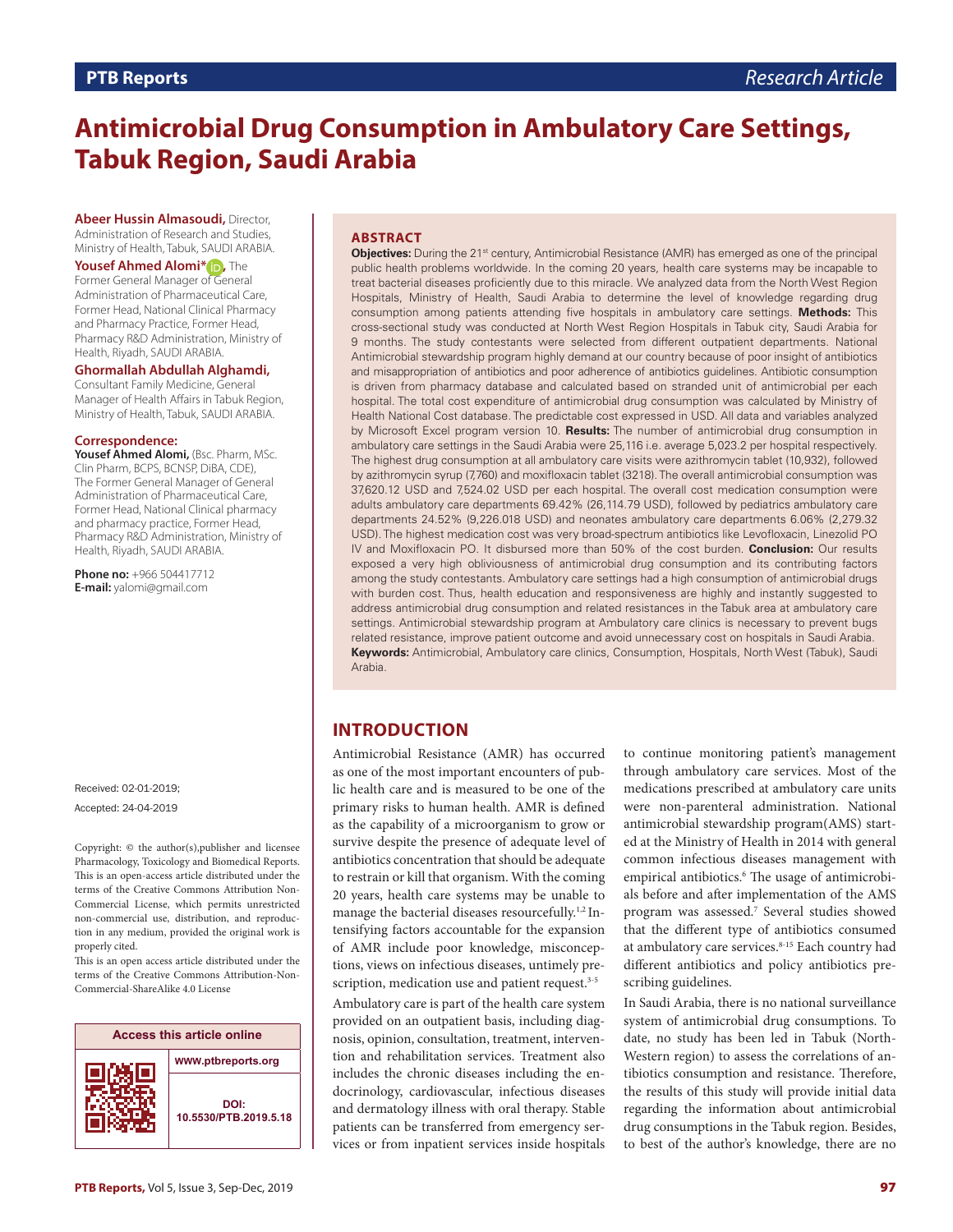# Antimicrobial Drug Consumption in Ambulatory Care Settings, Tabuk Region, Saudi Arabia

**Abeer Hussin Almasoudi,** Director, Administration of Research and Studies, Ministry of Health, Tabuk, SAUDI ARABIA.

**Yousef Ahmed Alomi\*,** The Former General Manager of General Administration of Pharmaceutical Care, Former Head, National Clinical Pharmacy and Pharmacy Practice, Former Head, Pharmacy R&D Administration, Ministry of Health, Riyadh, SAUDI ARABIA.

**Ghormallah Abdullah Alghamdi,** Consultant Family Medicine, General Manager of Health Affairs in Tabuk Region, Ministry of Health, Tabuk, SAUDI ARABIA.

**Correspondence:**
**Yousef Ahmed Alomi,** (Bsc. Pharm, MSc. Clin Pharm, BCPS, BCNSP, DiBA, CDE), The Former General Manager of General Administration of Pharmaceutical Care, Former Head, National Clinical pharmacy and pharmacy practice, Former Head, Pharmacy R&D Administration, Ministry of Health, Riyadh, SAUDI ARABIA.

**Phone no:** +966 504417712
**E-mail:** yalomi@gmail.com

Received: 02-01-2019;
Accepted: 24-04-2019

Copyright: © the author(s),publisher and licensee Pharmacology, Toxicology and Biomedical Reports. This is an open-access article distributed under the terms of the Creative Commons Attribution Non-Commercial License, which permits unrestricted non-commercial use, distribution, and reproduction in any medium, provided the original work is properly cited.
This is an open access article distributed under the terms of the Creative Commons Attribution-Non-Commercial-ShareAlike 4.0 License

**Access this article online**
www.ptbreports.org
DOI: 10.5530/PTB.2019.5.18

## ABSTRACT

**Objectives:** During the 21st century, Antimicrobial Resistance (AMR) has emerged as one of the principal public health problems worldwide. In the coming 20 years, health care systems may be incapable to treat bacterial diseases proficiently due to this miracle. We analyzed data from the North West Region Hospitals, Ministry of Health, Saudi Arabia to determine the level of knowledge regarding drug consumption among patients attending five hospitals in ambulatory care settings. **Methods:** This cross-sectional study was conducted at North West Region Hospitals in Tabuk city, Saudi Arabia for 9 months. The study contestants were selected from different outpatient departments. National Antimicrobial stewardship program highly demand at our country because of poor insight of antibiotics and misappropriation of antibiotics and poor adherence of antibiotics guidelines. Antibiotic consumption is driven from pharmacy database and calculated based on stranded unit of antimicrobial per each hospital. The total cost expenditure of antimicrobial drug consumption was calculated by Ministry of Health National Cost database. The predictable cost expressed in USD. All data and variables analyzed by Microsoft Excel program version 10. **Results:** The number of antimicrobial drug consumption in ambulatory care settings in the Saudi Arabia were 25,116 i.e. average 5,023.2 per hospital respectively. The highest drug consumption at all ambulatory care visits were azithromycin tablet (10,932), followed by azithromycin syrup (7,760) and moxifloxacin tablet (3218). The overall antimicrobial consumption was 37,620.12 USD and 7,524.02 USD per each hospital. The overall cost medication consumption were adults ambulatory care departments 69.42% (26,114.79 USD), followed by pediatrics ambulatory care departments 24.52% (9,226.018 USD) and neonates ambulatory care departments 6.06% (2,279.32 USD). The highest medication cost was very broad-spectrum antibiotics like Levofloxacin, Linezolid PO IV and Moxifloxacin PO. It disbursed more than 50% of the cost burden. **Conclusion:** Our results exposed a very high obliviousness of antimicrobial drug consumption and its contributing factors among the study contestants. Ambulatory care settings had a high consumption of antimicrobial drugs with burden cost. Thus, health education and responsiveness are highly and instantly suggested to address antimicrobial drug consumption and related resistances in the Tabuk area at ambulatory care settings. Antimicrobial stewardship program at Ambulatory care clinics is necessary to prevent bugs related resistance, improve patient outcome and avoid unnecessary cost on hospitals in Saudi Arabia.
**Keywords:** Antimicrobial, Ambulatory care clinics, Consumption, Hospitals, North West (Tabuk), Saudi Arabia.

## INTRODUCTION

Antimicrobial Resistance (AMR) has occurred as one of the most important encounters of public health care and is measured to be one of the primary risks to human health. AMR is defined as the capability of a microorganism to grow or survive despite the presence of adequate level of antibiotics concentration that should be adequate to restrain or kill that organism. With the coming 20 years, health care systems may be unable to manage the bacterial diseases resourcefully.[1,2] Intensifying factors accountable for the expansion of AMR include poor knowledge, misconceptions, views on infectious diseases, untimely prescription, medication use and patient request.[3-5]

Ambulatory care is part of the health care system provided on an outpatient basis, including diagnosis, opinion, consultation, treatment, intervention and rehabilitation services. Treatment also includes the chronic diseases including the endocrinology, cardiovascular, infectious diseases and dermatology illness with oral therapy. Stable patients can be transferred from emergency services or from inpatient services inside hospitals to continue monitoring patient's management through ambulatory care services. Most of the medications prescribed at ambulatory care units were non-parenteral administration. National antimicrobial stewardship program(AMS) started at the Ministry of Health in 2014 with general common infectious diseases management with empirical antibiotics.[6] The usage of antimicrobials before and after implementation of the AMS program was assessed.[7] Several studies showed that the different type of antibiotics consumed at ambulatory care services.[8-15] Each country had different antibiotics and policy antibiotics prescribing guidelines.

In Saudi Arabia, there is no national surveillance system of antimicrobial drug consumptions. To date, no study has been led in Tabuk (North-Western region) to assess the correlations of antibiotics consumption and resistance. Therefore, the results of this study will provide initial data regarding the information about antimicrobial drug consumptions in the Tabuk region. Besides, to best of the author's knowledge, there are no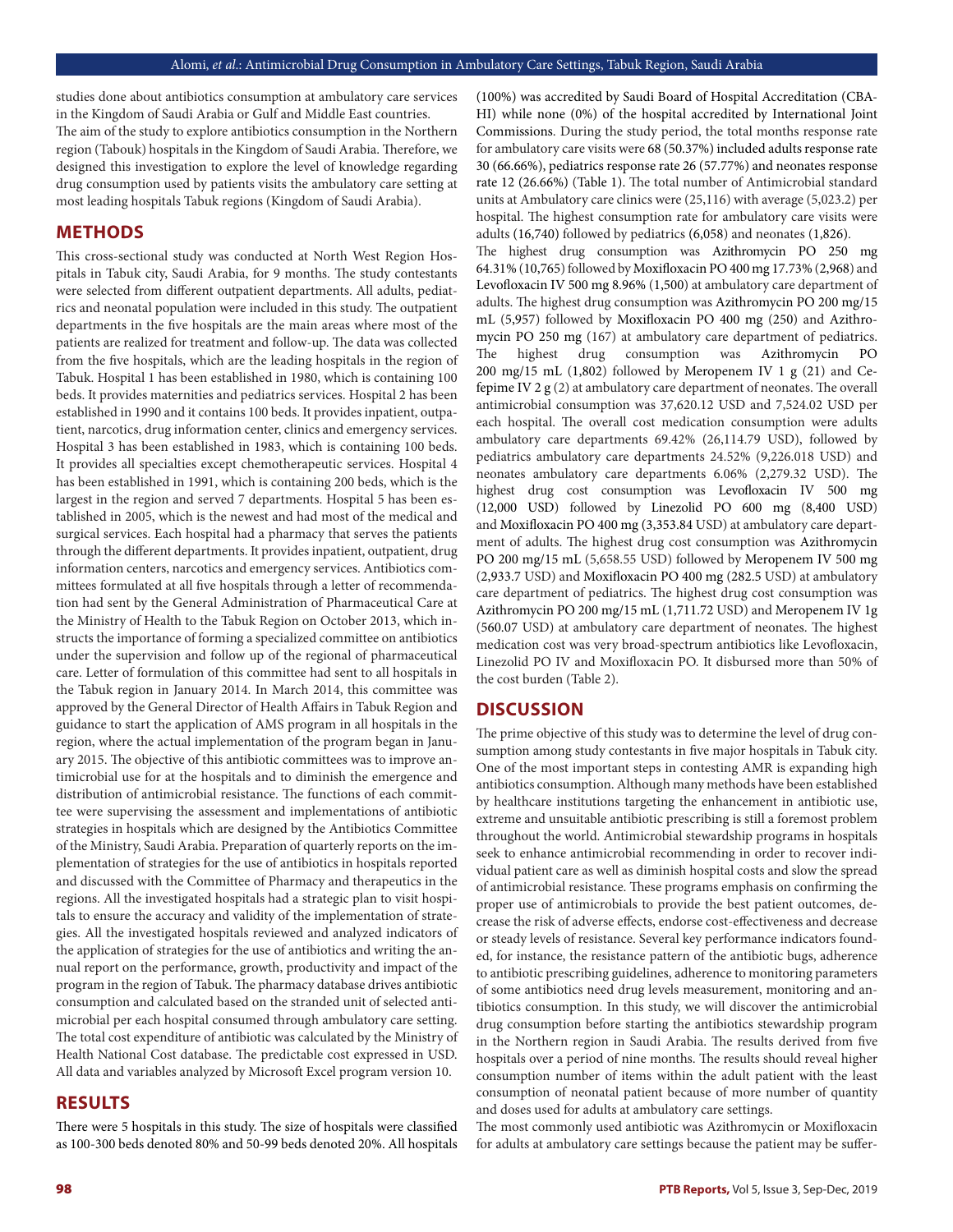studies done about antibiotics consumption at ambulatory care services in the Kingdom of Saudi Arabia or Gulf and Middle East countries.

The aim of the study to explore antibiotics consumption in the Northern region (Tabouk) hospitals in the Kingdom of Saudi Arabia. Therefore, we designed this investigation to explore the level of knowledge regarding drug consumption used by patients visits the ambulatory care setting at most leading hospitals Tabuk regions (Kingdom of Saudi Arabia).

## METHODS

This cross-sectional study was conducted at North West Region Hospitals in Tabuk city, Saudi Arabia, for 9 months. The study contestants were selected from different outpatient departments. All adults, pediatrics and neonatal population were included in this study. The outpatient departments in the five hospitals are the main areas where most of the patients are realized for treatment and follow-up. The data was collected from the five hospitals, which are the leading hospitals in the region of Tabuk. Hospital 1 has been established in 1980, which is containing 100 beds. It provides maternities and pediatrics services. Hospital 2 has been established in 1990 and it contains 100 beds. It provides inpatient, outpatient, narcotics, drug information center, clinics and emergency services. Hospital 3 has been established in 1983, which is containing 100 beds. It provides all specialties except chemotherapeutic services. Hospital 4 has been established in 1991, which is containing 200 beds, which is the largest in the region and served 7 departments. Hospital 5 has been established in 2005, which is the newest and had most of the medical and surgical services. Each hospital had a pharmacy that serves the patients through the different departments. It provides inpatient, outpatient, drug information centers, narcotics and emergency services. Antibiotics committees formulated at all five hospitals through a letter of recommendation had sent by the General Administration of Pharmaceutical Care at the Ministry of Health to the Tabuk Region on October 2013, which instructs the importance of forming a specialized committee on antibiotics under the supervision and follow up of the regional of pharmaceutical care. Letter of formulation of this committee had sent to all hospitals in the Tabuk region in January 2014. In March 2014, this committee was approved by the General Director of Health Affairs in Tabuk Region and guidance to start the application of AMS program in all hospitals in the region, where the actual implementation of the program began in January 2015. The objective of this antibiotic committees was to improve antimicrobial use for at the hospitals and to diminish the emergence and distribution of antimicrobial resistance. The functions of each committee were supervising the assessment and implementations of antibiotic strategies in hospitals which are designed by the Antibiotics Committee of the Ministry, Saudi Arabia. Preparation of quarterly reports on the implementation of strategies for the use of antibiotics in hospitals reported and discussed with the Committee of Pharmacy and therapeutics in the regions. All the investigated hospitals had a strategic plan to visit hospitals to ensure the accuracy and validity of the implementation of strategies. All the investigated hospitals reviewed and analyzed indicators of the application of strategies for the use of antibiotics and writing the annual report on the performance, growth, productivity and impact of the program in the region of Tabuk. The pharmacy database drives antibiotic consumption and calculated based on the stranded unit of selected antimicrobial per each hospital consumed through ambulatory care setting. The total cost expenditure of antibiotic was calculated by the Ministry of Health National Cost database. The predictable cost expressed in USD. All data and variables analyzed by Microsoft Excel program version 10.

## RESULTS

There were 5 hospitals in this study. The size of hospitals were classified as 100-300 beds denoted 80% and 50-99 beds denoted 20%. All hospitals (100%) was accredited by Saudi Board of Hospital Accreditation (CBAHI) while none (0%) of the hospital accredited by International Joint Commissions. During the study period, the total months response rate for ambulatory care visits were 68 (50.37%) included adults response rate 30 (66.66%), pediatrics response rate 26 (57.77%) and neonates response rate 12 (26.66%) (Table 1). The total number of Antimicrobial standard units at Ambulatory care clinics were (25,116) with average (5,023.2) per hospital. The highest consumption rate for ambulatory care visits were adults (16,740) followed by pediatrics (6,058) and neonates (1,826).

The highest drug consumption was Azithromycin PO 250 mg 64.31% (10,765) followed by Moxifloxacin PO 400 mg 17.73% (2,968) and Levofloxacin IV 500 mg 8.96% (1,500) at ambulatory care department of adults. The highest drug consumption was Azithromycin PO 200 mg/15 mL (5,957) followed by Moxifloxacin PO 400 mg (250) and Azithromycin PO 250 mg (167) at ambulatory care department of pediatrics. The highest drug consumption was Azithromycin PO 200 mg/15 mL (1,802) followed by Meropenem IV 1 g (21) and Cefepime IV 2 g (2) at ambulatory care department of neonates. The overall antimicrobial consumption was 37,620.12 USD and 7,524.02 USD per each hospital. The overall cost medication consumption were adults ambulatory care departments 69.42% (26,114.79 USD), followed by pediatrics ambulatory care departments 24.52% (9,226.018 USD) and neonates ambulatory care departments 6.06% (2,279.32 USD). The highest drug cost consumption was Levofloxacin IV 500 mg (12,000 USD) followed by Linezolid PO 600 mg (8,400 USD) and Moxifloxacin PO 400 mg (3,353.84 USD) at ambulatory care department of adults. The highest drug cost consumption was Azithromycin PO 200 mg/15 mL (5,658.55 USD) followed by Meropenem IV 500 mg (2,933.7 USD) and Moxifloxacin PO 400 mg (282.5 USD) at ambulatory care department of pediatrics. The highest drug cost consumption was Azithromycin PO 200 mg/15 mL (1,711.72 USD) and Meropenem IV 1g (560.07 USD) at ambulatory care department of neonates. The highest medication cost was very broad-spectrum antibiotics like Levofloxacin, Linezolid PO IV and Moxifloxacin PO. It disbursed more than 50% of the cost burden (Table 2).

## DISCUSSION

The prime objective of this study was to determine the level of drug consumption among study contestants in five major hospitals in Tabuk city. One of the most important steps in contesting AMR is expanding high antibiotics consumption. Although many methods have been established by healthcare institutions targeting the enhancement in antibiotic use, extreme and unsuitable antibiotic prescribing is still a foremost problem throughout the world. Antimicrobial stewardship programs in hospitals seek to enhance antimicrobial recommending in order to recover individual patient care as well as diminish hospital costs and slow the spread of antimicrobial resistance. These programs emphasis on confirming the proper use of antimicrobials to provide the best patient outcomes, decrease the risk of adverse effects, endorse cost-effectiveness and decrease or steady levels of resistance. Several key performance indicators founded, for instance, the resistance pattern of the antibiotic bugs, adherence to antibiotic prescribing guidelines, adherence to monitoring parameters of some antibiotics need drug levels measurement, monitoring and antibiotics consumption. In this study, we will discover the antimicrobial drug consumption before starting the antibiotics stewardship program in the Northern region in Saudi Arabia. The results derived from five hospitals over a period of nine months. The results should reveal higher consumption number of items within the adult patient with the least consumption of neonatal patient because of more number of quantity and doses used for adults at ambulatory care settings.

The most commonly used antibiotic was Azithromycin or Moxifloxacin for adults at ambulatory care settings because the patient may be suffer-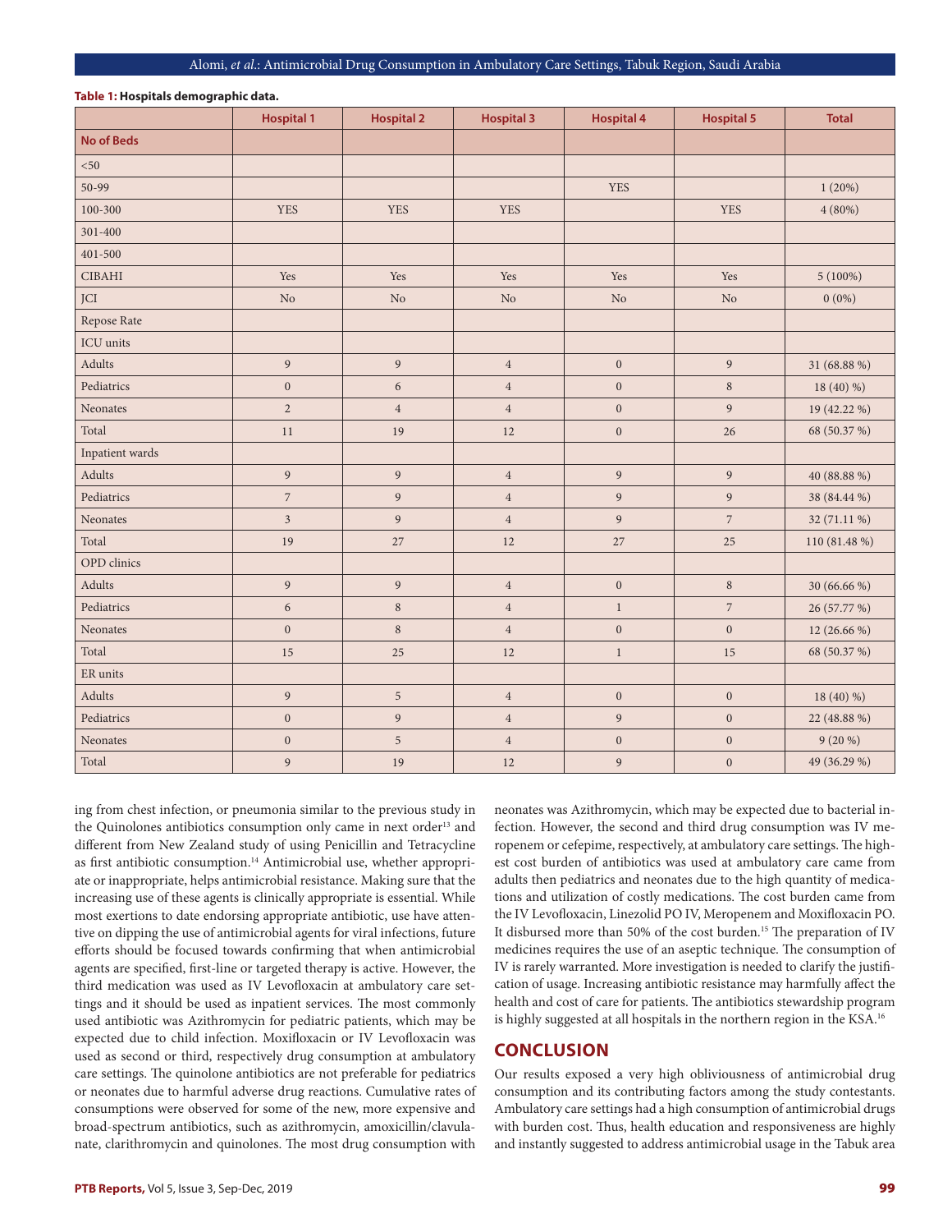**Table 1: Hospitals demographic data.**

| | Hospital 1 | Hospital 2 | Hospital 3 | Hospital 4 | Hospital 5 | Total |
|---|---|---|---|---|---|---|
| **No of Beds** | | | | | | |
| <50 | | | | | | |
| 50-99 | | | | YES | | 1 (20%) |
| 100-300 | YES | YES | YES | | YES | 4 (80%) |
| 301-400 | | | | | | |
| 401-500 | | | | | | |
| CIBAHI | Yes | Yes | Yes | Yes | Yes | 5 (100%) |
| JCI | No | No | No | No | No | 0 (0%) |
| Repose Rate | | | | | | |
| ICU units | | | | | | |
| Adults | 9 | 9 | 4 | 0 | 9 | 31 (68.88 %) |
| Pediatrics | 0 | 6 | 4 | 0 | 8 | 18 (40) %) |
| Neonates | 2 | 4 | 4 | 0 | 9 | 19 (42.22 %) |
| Total | 11 | 19 | 12 | 0 | 26 | 68 (50.37 %) |
| Inpatient wards | | | | | | |
| Adults | 9 | 9 | 4 | 9 | 9 | 40 (88.88 %) |
| Pediatrics | 7 | 9 | 4 | 9 | 9 | 38 (84.44 %) |
| Neonates | 3 | 9 | 4 | 9 | 7 | 32 (71.11 %) |
| Total | 19 | 27 | 12 | 27 | 25 | 110 (81.48 %) |
| OPD clinics | | | | | | |
| Adults | 9 | 9 | 4 | 0 | 8 | 30 (66.66 %) |
| Pediatrics | 6 | 8 | 4 | 1 | 7 | 26 (57.77 %) |
| Neonates | 0 | 8 | 4 | 0 | 0 | 12 (26.66 %) |
| Total | 15 | 25 | 12 | 1 | 15 | 68 (50.37 %) |
| ER units | | | | | | |
| Adults | 9 | 5 | 4 | 0 | 0 | 18 (40) %) |
| Pediatrics | 0 | 9 | 4 | 9 | 0 | 22 (48.88 %) |
| Neonates | 0 | 5 | 4 | 0 | 0 | 9 (20 %) |
| Total | 9 | 19 | 12 | 9 | 0 | 49 (36.29 %) |

ing from chest infection, or pneumonia similar to the previous study in the Quinolones antibiotics consumption only came in next order[13] and different from New Zealand study of using Penicillin and Tetracycline as first antibiotic consumption.[14] Antimicrobial use, whether appropriate or inappropriate, helps antimicrobial resistance. Making sure that the increasing use of these agents is clinically appropriate is essential. While most exertions to date endorsing appropriate antibiotic, use have attentive on dipping the use of antimicrobial agents for viral infections, future efforts should be focused towards confirming that when antimicrobial agents are specified, first-line or targeted therapy is active. However, the third medication was used as IV Levofloxacin at ambulatory care settings and it should be used as inpatient services. The most commonly used antibiotic was Azithromycin for pediatric patients, which may be expected due to child infection. Moxifloxacin or IV Levofloxacin was used as second or third, respectively drug consumption at ambulatory care settings. The quinolone antibiotics are not preferable for pediatrics or neonates due to harmful adverse drug reactions. Cumulative rates of consumptions were observed for some of the new, more expensive and broad-spectrum antibiotics, such as azithromycin, amoxicillin/clavulanate, clarithromycin and quinolones. The most drug consumption with neonates was Azithromycin, which may be expected due to bacterial infection. However, the second and third drug consumption was IV meropenem or cefepime, respectively, at ambulatory care settings. The highest cost burden of antibiotics was used at ambulatory care came from adults then pediatrics and neonates due to the high quantity of medications and utilization of costly medications. The cost burden came from the IV Levofloxacin, Linezolid PO IV, Meropenem and Moxifloxacin PO. It disbursed more than 50% of the cost burden.[15] The preparation of IV medicines requires the use of an aseptic technique. The consumption of IV is rarely warranted. More investigation is needed to clarify the justification of usage. Increasing antibiotic resistance may harmfully affect the health and cost of care for patients. The antibiotics stewardship program is highly suggested at all hospitals in the northern region in the KSA.[16]

## CONCLUSION

Our results exposed a very high obliviousness of antimicrobial drug consumption and its contributing factors among the study contestants. Ambulatory care settings had a high consumption of antimicrobial drugs with burden cost. Thus, health education and responsiveness are highly and instantly suggested to address antimicrobial usage in the Tabuk area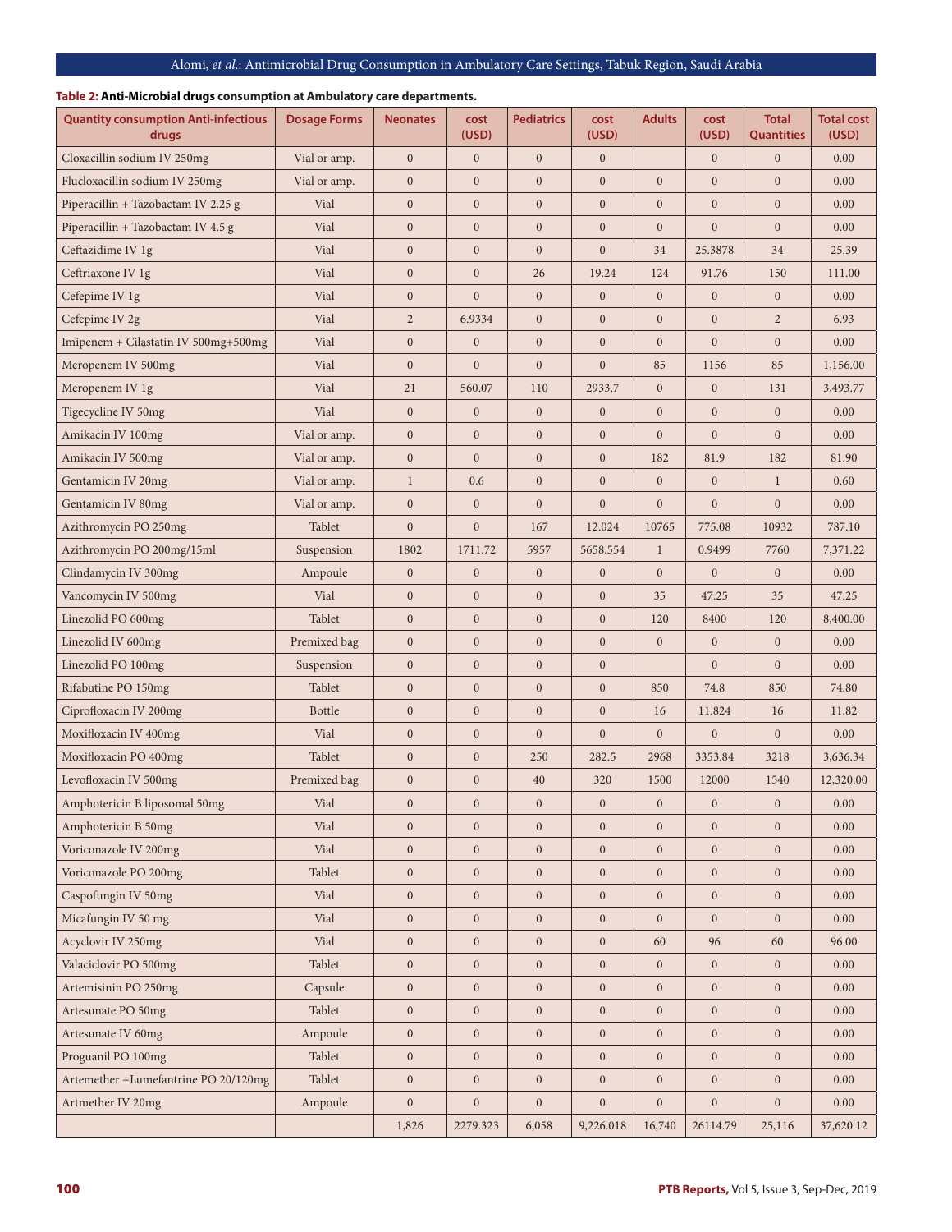**Table 2: Anti-Microbial drugs consumption at Ambulatory care departments.**

| Quantity consumption Anti-infectious drugs | Dosage Forms | Neonates | cost (USD) | Pediatrics | cost (USD) | Adults | cost (USD) | Total Quantities | Total cost (USD) |
|---|---|---|---|---|---|---|---|---|---|
| Cloxacillin sodium IV 250mg | Vial or amp. | 0 | 0 | 0 | 0 | | 0 | 0 | 0.00 |
| Flucloxacillin sodium IV 250mg | Vial or amp. | 0 | 0 | 0 | 0 | 0 | 0 | 0 | 0.00 |
| Piperacillin + Tazobactam IV 2.25 g | Vial | 0 | 0 | 0 | 0 | 0 | 0 | 0 | 0.00 |
| Piperacillin + Tazobactam IV 4.5 g | Vial | 0 | 0 | 0 | 0 | 0 | 0 | 0 | 0.00 |
| Ceftazidime IV 1g | Vial | 0 | 0 | 0 | 0 | 34 | 25.3878 | 34 | 25.39 |
| Ceftriaxone IV 1g | Vial | 0 | 0 | 26 | 19.24 | 124 | 91.76 | 150 | 111.00 |
| Cefepime IV 1g | Vial | 0 | 0 | 0 | 0 | 0 | 0 | 0 | 0.00 |
| Cefepime IV 2g | Vial | 2 | 6.9334 | 0 | 0 | 0 | 0 | 2 | 6.93 |
| Imipenem + Cilastatin IV 500mg+500mg | Vial | 0 | 0 | 0 | 0 | 0 | 0 | 0 | 0.00 |
| Meropenem IV 500mg | Vial | 0 | 0 | 0 | 0 | 85 | 1156 | 85 | 1,156.00 |
| Meropenem IV 1g | Vial | 21 | 560.07 | 110 | 2933.7 | 0 | 0 | 131 | 3,493.77 |
| Tigecycline IV 50mg | Vial | 0 | 0 | 0 | 0 | 0 | 0 | 0 | 0.00 |
| Amikacin IV 100mg | Vial or amp. | 0 | 0 | 0 | 0 | 0 | 0 | 0 | 0.00 |
| Amikacin IV 500mg | Vial or amp. | 0 | 0 | 0 | 0 | 182 | 81.9 | 182 | 81.90 |
| Gentamicin IV 20mg | Vial or amp. | 1 | 0.6 | 0 | 0 | 0 | 0 | 1 | 0.60 |
| Gentamicin IV 80mg | Vial or amp. | 0 | 0 | 0 | 0 | 0 | 0 | 0 | 0.00 |
| Azithromycin PO 250mg | Tablet | 0 | 0 | 167 | 12.024 | 10765 | 775.08 | 10932 | 787.10 |
| Azithromycin PO 200mg/15ml | Suspension | 1802 | 1711.72 | 5957 | 5658.554 | 1 | 0.9499 | 7760 | 7,371.22 |
| Clindamycin IV 300mg | Ampoule | 0 | 0 | 0 | 0 | 0 | 0 | 0 | 0.00 |
| Vancomycin IV 500mg | Vial | 0 | 0 | 0 | 0 | 35 | 47.25 | 35 | 47.25 |
| Linezolid PO 600mg | Tablet | 0 | 0 | 0 | 0 | 120 | 8400 | 120 | 8,400.00 |
| Linezolid IV 600mg | Premixed bag | 0 | 0 | 0 | 0 | 0 | 0 | 0 | 0.00 |
| Linezolid PO 100mg | Suspension | 0 | 0 | 0 | 0 | | 0 | 0 | 0.00 |
| Rifabutine PO 150mg | Tablet | 0 | 0 | 0 | 0 | 850 | 74.8 | 850 | 74.80 |
| Ciprofloxacin IV 200mg | Bottle | 0 | 0 | 0 | 0 | 16 | 11.824 | 16 | 11.82 |
| Moxifloxacin IV 400mg | Vial | 0 | 0 | 0 | 0 | 0 | 0 | 0 | 0.00 |
| Moxifloxacin PO 400mg | Tablet | 0 | 0 | 250 | 282.5 | 2968 | 3353.84 | 3218 | 3,636.34 |
| Levofloxacin IV 500mg | Premixed bag | 0 | 0 | 40 | 320 | 1500 | 12000 | 1540 | 12,320.00 |
| Amphotericin B liposomal 50mg | Vial | 0 | 0 | 0 | 0 | 0 | 0 | 0 | 0.00 |
| Amphotericin B 50mg | Vial | 0 | 0 | 0 | 0 | 0 | 0 | 0 | 0.00 |
| Voriconazole IV 200mg | Vial | 0 | 0 | 0 | 0 | 0 | 0 | 0 | 0.00 |
| Voriconazole PO 200mg | Tablet | 0 | 0 | 0 | 0 | 0 | 0 | 0 | 0.00 |
| Caspofungin IV 50mg | Vial | 0 | 0 | 0 | 0 | 0 | 0 | 0 | 0.00 |
| Micafungin IV 50 mg | Vial | 0 | 0 | 0 | 0 | 0 | 0 | 0 | 0.00 |
| Acyclovir IV 250mg | Vial | 0 | 0 | 0 | 0 | 60 | 96 | 60 | 96.00 |
| Valaciclovir PO 500mg | Tablet | 0 | 0 | 0 | 0 | 0 | 0 | 0 | 0.00 |
| Artemisinin PO 250mg | Capsule | 0 | 0 | 0 | 0 | 0 | 0 | 0 | 0.00 |
| Artesunate PO 50mg | Tablet | 0 | 0 | 0 | 0 | 0 | 0 | 0 | 0.00 |
| Artesunate IV 60mg | Ampoule | 0 | 0 | 0 | 0 | 0 | 0 | 0 | 0.00 |
| Proguanil PO 100mg | Tablet | 0 | 0 | 0 | 0 | 0 | 0 | 0 | 0.00 |
| Artemether +Lumefantrine PO 20/120mg | Tablet | 0 | 0 | 0 | 0 | 0 | 0 | 0 | 0.00 |
| Artmether IV 20mg | Ampoule | 0 | 0 | 0 | 0 | 0 | 0 | 0 | 0.00 |
| | | 1,826 | 2279.323 | 6,058 | 9,226.018 | 16,740 | 26114.79 | 25,116 | 37,620.12 |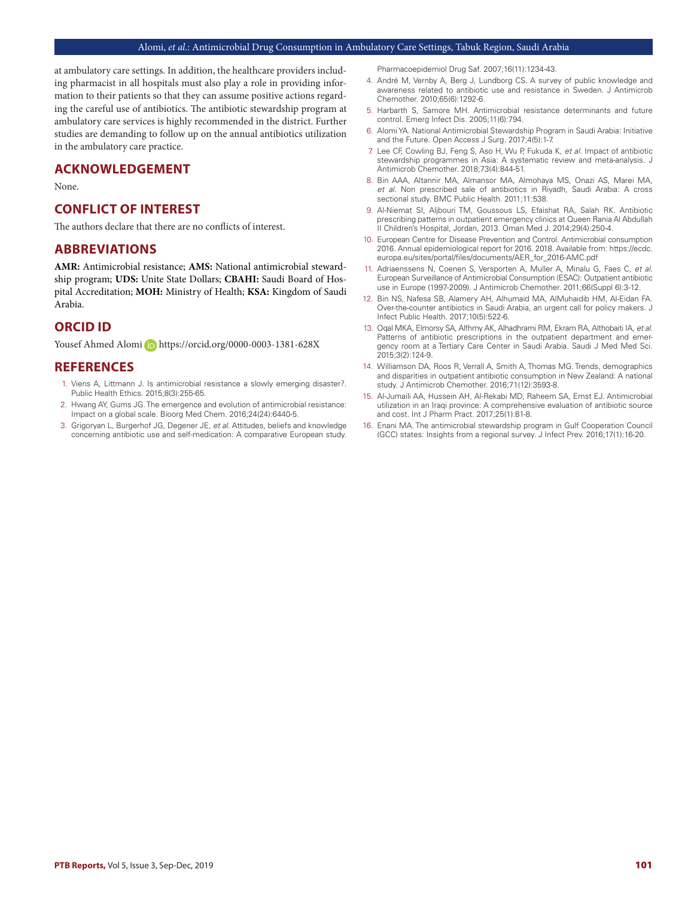at ambulatory care settings. In addition, the healthcare providers including pharmacist in all hospitals must also play a role in providing information to their patients so that they can assume positive actions regarding the careful use of antibiotics. The antibiotic stewardship program at ambulatory care services is highly recommended in the district. Further studies are demanding to follow up on the annual antibiotics utilization in the ambulatory care practice.

## ACKNOWLEDGEMENT

None.

## CONFLICT OF INTEREST

The authors declare that there are no conflicts of interest.

## ABBREVIATIONS

**AMR:** Antimicrobial resistance; **AMS:** National antimicrobial stewardship program; **UDS:** Unite State Dollars; **CBAHI:** Saudi Board of Hospital Accreditation; **MOH:** Ministry of Health; **KSA:** Kingdom of Saudi Arabia.

## ORCID ID

Yousef Ahmed Alomi https://orcid.org/0000-0003-1381-628X

## REFERENCES

1. Viens A, Littmann J. Is antimicrobial resistance a slowly emerging disaster?. Public Health Ethics. 2015;8(3):255-65.
2. Hwang AY, Gums JG. The emergence and evolution of antimicrobial resistance: Impact on a global scale. Bioorg Med Chem. 2016;24(24):6440-5.
3. Grigoryan L, Burgerhof JG, Degener JE, *et al.* Attitudes, beliefs and knowledge concerning antibiotic use and self-medication: A comparative European study. Pharmacoepidemiol Drug Saf. 2007;16(11):1234-43.
4. André M, Vernby A, Berg J, Lundborg CS. A survey of public knowledge and awareness related to antibiotic use and resistance in Sweden. J Antimicrob Chemother. 2010;65(6):1292-6.
5. Harbarth S, Samore MH. Antimicrobial resistance determinants and future control. Emerg Infect Dis. 2005;11(6):794.
6. Alomi YA. National Antimicrobial Stewardship Program in Saudi Arabia: Initiative and the Future. Open Access J Surg. 2017;4(5):1-7.
7. Lee CF, Cowling BJ, Feng S, Aso H, Wu P, Fukuda K, *et al.* Impact of antibiotic stewardship programmes in Asia: A systematic review and meta-analysis. J Antimicrob Chemother. 2018;73(4):844-51.
8. Bin AAA, Altannir MA, Almansor MA, Almohaya MS, Onazi AS, Marei MA, *et al.* Non prescribed sale of antibiotics in Riyadh, Saudi Arabia: A cross sectional study. BMC Public Health. 2011;11:538.
9. Al-Niemat SI, Aljbouri TM, Goussous LS, Efaishat RA, Salah RK. Antibiotic prescribing patterns in outpatient emergency clinics at Queen Rania Al Abdullah II Children's Hospital, Jordan, 2013. Oman Med J. 2014;29(4):250-4.
10. European Centre for Disease Prevention and Control. Antimicrobial consumption 2016. Annual epidemiological report for 2016. 2018. Available from: https://ecdc.europa.eu/sites/portal/files/documents/AER_for_2016-AMC.pdf
11. Adriaenssens N, Coenen S, Versporten A, Muller A, Minalu G, Faes C, *et al.* European Surveillance of Antimicrobial Consumption (ESAC): Outpatient antibiotic use in Europe (1997-2009). J Antimicrob Chemother. 2011;66(Suppl 6):3-12.
12. Bin NS, Nafesa SB, Alamery AH, Alhumaid MA, AlMuhaidib HM, Al-Eidan FA. Over-the-counter antibiotics in Saudi Arabia, an urgent call for policy makers. J Infect Public Health. 2017;10(5):522-6.
13. Oqal MKA, Elmorsy SA, Alfhmy AK, Alhadhrami RM, Ekram RA, Althobaiti IA, *et al.* Patterns of antibiotic prescriptions in the outpatient department and emergency room at a Tertiary Care Center in Saudi Arabia. Saudi J Med Med Sci. 2015;3(2):124-9.
14. Williamson DA, Roos R, Verrall A, Smith A, Thomas MG. Trends, demographics and disparities in outpatient antibiotic consumption in New Zealand: A national study. J Antimicrob Chemother. 2016;71(12):3593-8.
15. Al-Jumaili AA, Hussein AH, Al-Rekabi MD, Raheem SA, Ernst EJ. Antimicrobial utilization in an Iraqi province: A comprehensive evaluation of antibiotic source and cost. Int J Pharm Pract. 2017;25(1):81-8.
16. Enani MA. The antimicrobial stewardship program in Gulf Cooperation Council (GCC) states: Insights from a regional survey. J Infect Prev. 2016;17(1):16-20.